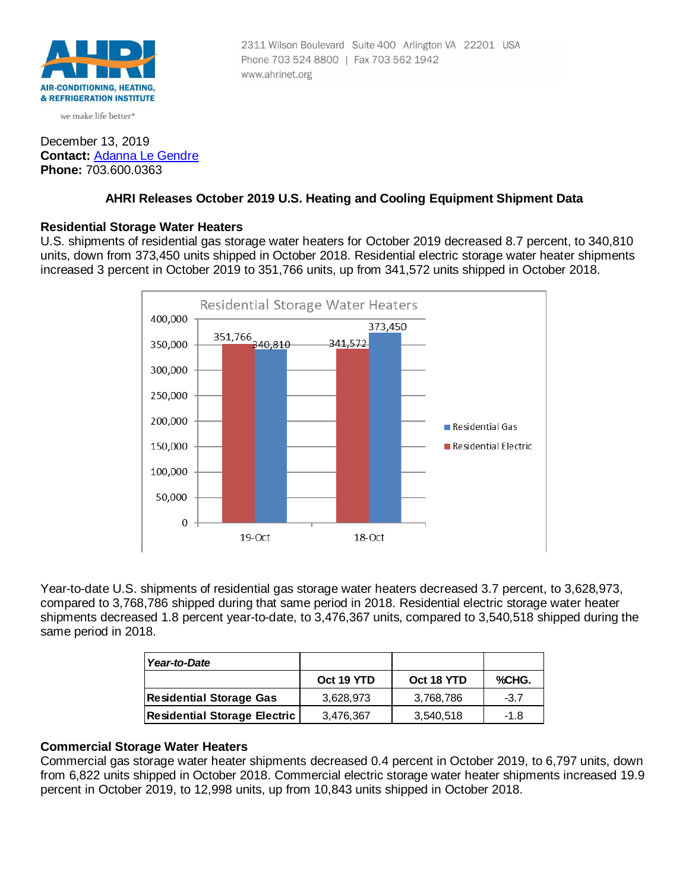AHRI
AIR-CONDITIONING, HEATING, & REFRIGERATION INSTITUTE

we make life better®

2311 Wilson Boulevard Suite 400 Arlington VA 22201 USA
Phone 703 524 8800 | Fax 703 562 1942
www.ahrinet.org

December 13, 2019
**Contact:** Adanna Le Gendre
**Phone:** 703.600.0363

## AHRI Releases October 2019 U.S. Heating and Cooling Equipment Shipment Data

### Residential Storage Water Heaters

U.S. shipments of residential gas storage water heaters for October 2019 decreased 8.7 percent, to 340,810 units, down from 373,450 units shipped in October 2018. Residential electric storage water heater shipments increased 3 percent in October 2019 to 351,766 units, up from 341,572 units shipped in October 2018.

Residential Storage Water Heaters

| | Residential Electric | Residential Gas |
|---|---|---|
| 19-Oct | 351,766 | 340,810 |
| 18-Oct | 341,572 | 373,450 |

Year-to-date U.S. shipments of residential gas storage water heaters decreased 3.7 percent, to 3,628,973, compared to 3,768,786 shipped during that same period in 2018. Residential electric storage water heater shipments decreased 1.8 percent year-to-date, to 3,476,367 units, compared to 3,540,518 shipped during the same period in 2018.

| ***Year-to-Date*** | | | |
|---|---|---|---|
| | **Oct 19 YTD** | **Oct 18 YTD** | **%CHG.** |
| **Residential Storage Gas** | 3,628,973 | 3,768,786 | -3.7 |
| **Residential Storage Electric** | 3,476,367 | 3,540,518 | -1.8 |

### Commercial Storage Water Heaters

Commercial gas storage water heater shipments decreased 0.4 percent in October 2019, to 6,797 units, down from 6,822 units shipped in October 2018. Commercial electric storage water heater shipments increased 19.9 percent in October 2019, to 12,998 units, up from 10,843 units shipped in October 2018.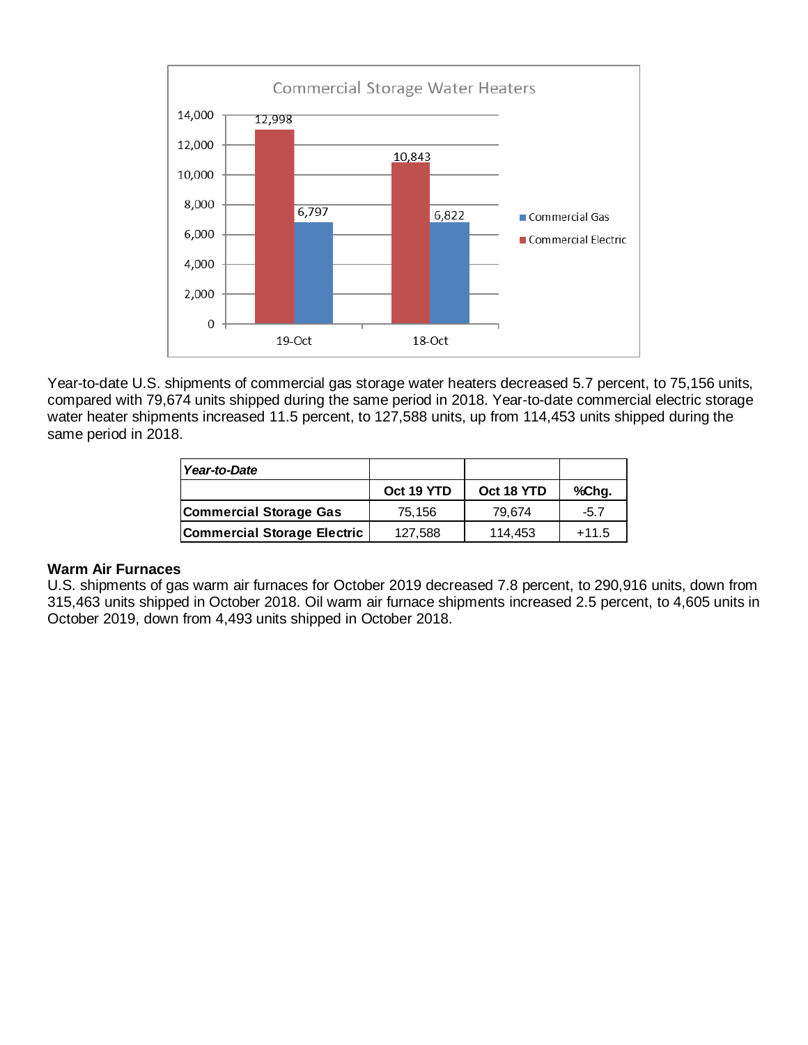Year-to-date U.S. shipments of commercial gas storage water heaters decreased 5.7 percent, to 75,156 units, compared with 79,674 units shipped during the same period in 2018. Year-to-date commercial electric storage water heater shipments increased 11.5 percent, to 127,588 units, up from 114,453 units shipped during the same period in 2018.

| *Year-to-Date* | | | |
|---|---|---|---|
| | **Oct 19 YTD** | **Oct 18 YTD** | **%Chg.** |
| **Commercial Storage Gas** | 75,156 | 79,674 | -5.7 |
| **Commercial Storage Electric** | 127,588 | 114,453 | +11.5 |

**Warm Air Furnaces**

U.S. shipments of gas warm air furnaces for October 2019 decreased 7.8 percent, to 290,916 units, down from 315,463 units shipped in October 2018. Oil warm air furnace shipments increased 2.5 percent, to 4,605 units in October 2019, down from 4,493 units shipped in October 2018.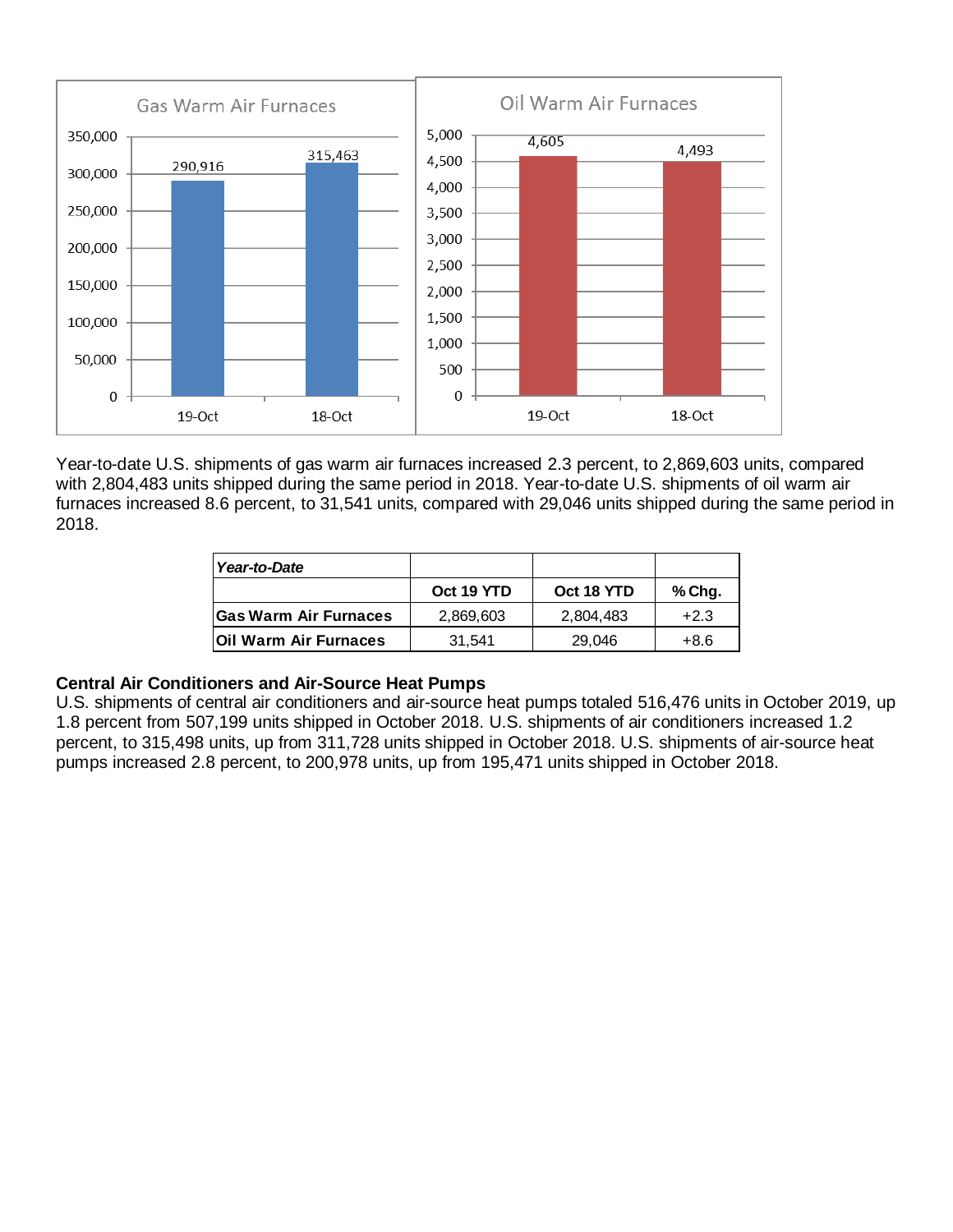Gas Warm Air Furnaces

| | 19-Oct | 18-Oct |
|---|---|---|
| Gas Warm Air Furnaces | 290,916 | 315,463 |

Oil Warm Air Furnaces

| | 19-Oct | 18-Oct |
|---|---|---|
| Oil Warm Air Furnaces | 4,605 | 4,493 |

Year-to-date U.S. shipments of gas warm air furnaces increased 2.3 percent, to 2,869,603 units, compared with 2,804,483 units shipped during the same period in 2018. Year-to-date U.S. shipments of oil warm air furnaces increased 8.6 percent, to 31,541 units, compared with 29,046 units shipped during the same period in 2018.

| *Year-to-Date* | | | |
|---|---|---|---|
| | **Oct 19 YTD** | **Oct 18 YTD** | **% Chg.** |
| **Gas Warm Air Furnaces** | 2,869,603 | 2,804,483 | +2.3 |
| **Oil Warm Air Furnaces** | 31,541 | 29,046 | +8.6 |

**Central Air Conditioners and Air-Source Heat Pumps**

U.S. shipments of central air conditioners and air-source heat pumps totaled 516,476 units in October 2019, up 1.8 percent from 507,199 units shipped in October 2018. U.S. shipments of air conditioners increased 1.2 percent, to 315,498 units, up from 311,728 units shipped in October 2018. U.S. shipments of air-source heat pumps increased 2.8 percent, to 200,978 units, up from 195,471 units shipped in October 2018.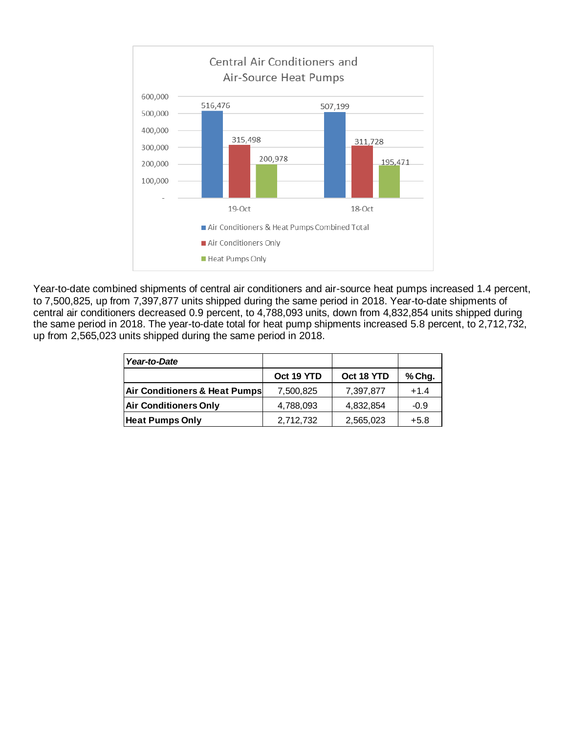## Central Air Conditioners and Air-Source Heat Pumps

| | 19-Oct | 18-Oct |
|---|---|---|
| Air Conditioners & Heat Pumps Combined Total | 516,476 | 507,199 |
| Air Conditioners Only | 315,498 | 311,728 |
| Heat Pumps Only | 200,978 | 195,471 |

Year-to-date combined shipments of central air conditioners and air-source heat pumps increased 1.4 percent, to 7,500,825, up from 7,397,877 units shipped during the same period in 2018. Year-to-date shipments of central air conditioners decreased 0.9 percent, to 4,788,093 units, down from 4,832,854 units shipped during the same period in 2018. The year-to-date total for heat pump shipments increased 5.8 percent, to 2,712,732, up from 2,565,023 units shipped during the same period in 2018.

| ***Year-to-Date*** | | | |
|---|---|---|---|
| | **Oct 19 YTD** | **Oct 18 YTD** | **% Chg.** |
| **Air Conditioners & Heat Pumps** | 7,500,825 | 7,397,877 | +1.4 |
| **Air Conditioners Only** | 4,788,093 | 4,832,854 | -0.9 |
| **Heat Pumps Only** | 2,712,732 | 2,565,023 | +5.8 |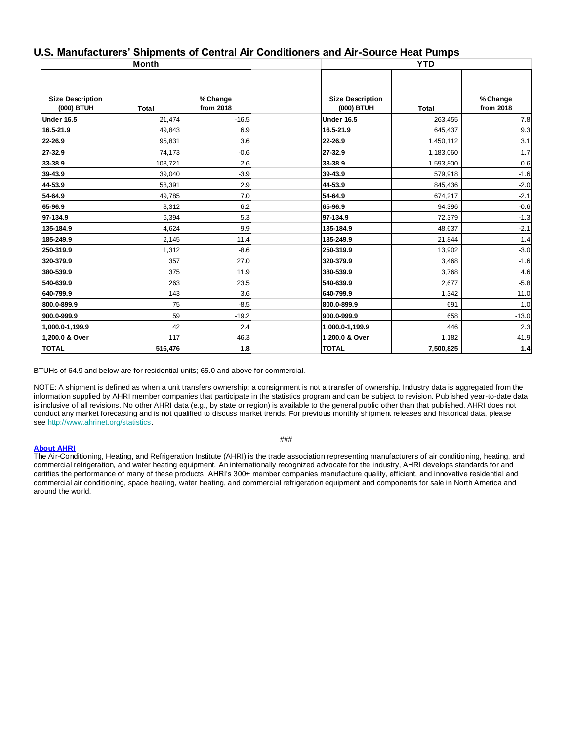## U.S. Manufacturers' Shipments of Central Air Conditioners and Air-Source Heat Pumps

| Month | | | | YTD | | |
|---|---|---|---|---|---|---|
| Size Description (000) BTUH | Total | % Change from 2018 | | Size Description (000) BTUH | Total | % Change from 2018 |
| **Under 16.5** | 21,474 | -16.5 | | **Under 16.5** | 263,455 | 7.8 |
| **16.5-21.9** | 49,843 | 6.9 | | **16.5-21.9** | 645,437 | 9.3 |
| **22-26.9** | 95,831 | 3.6 | | **22-26.9** | 1,450,112 | 3.1 |
| **27-32.9** | 74,173 | -0.6 | | **27-32.9** | 1,183,060 | 1.7 |
| **33-38.9** | 103,721 | 2.6 | | **33-38.9** | 1,593,800 | 0.6 |
| **39-43.9** | 39,040 | -3.9 | | **39-43.9** | 579,918 | -1.6 |
| **44-53.9** | 58,391 | 2.9 | | **44-53.9** | 845,436 | -2.0 |
| **54-64.9** | 49,785 | 7.0 | | **54-64.9** | 674,217 | -2.1 |
| **65-96.9** | 8,312 | 6.2 | | **65-96.9** | 94,396 | -0.6 |
| **97-134.9** | 6,394 | 5.3 | | **97-134.9** | 72,379 | -1.3 |
| **135-184.9** | 4,624 | 9.9 | | **135-184.9** | 48,637 | -2.1 |
| **185-249.9** | 2,145 | 11.4 | | **185-249.9** | 21,844 | 1.4 |
| **250-319.9** | 1,312 | -8.6 | | **250-319.9** | 13,902 | -3.0 |
| **320-379.9** | 357 | 27.0 | | **320-379.9** | 3,468 | -1.6 |
| **380-539.9** | 375 | 11.9 | | **380-539.9** | 3,768 | 4.6 |
| **540-639.9** | 263 | 23.5 | | **540-639.9** | 2,677 | -5.8 |
| **640-799.9** | 143 | 3.6 | | **640-799.9** | 1,342 | 11.0 |
| **800.0-899.9** | 75 | -8.5 | | **800.0-899.9** | 691 | 1.0 |
| **900.0-999.9** | 59 | -19.2 | | **900.0-999.9** | 658 | -13.0 |
| **1,000.0-1,199.9** | 42 | 2.4 | | **1,000.0-1,199.9** | 446 | 2.3 |
| **1,200.0 & Over** | 117 | 46.3 | | **1,200.0 & Over** | 1,182 | 41.9 |
| **TOTAL** | **516,476** | **1.8** | | **TOTAL** | **7,500,825** | **1.4** |

BTUHs of 64.9 and below are for residential units; 65.0 and above for commercial.

NOTE: A shipment is defined as when a unit transfers ownership; a consignment is not a transfer of ownership. Industry data is aggregated from the information supplied by AHRI member companies that participate in the statistics program and can be subject to revision. Published year-to-date data is inclusive of all revisions. No other AHRI data (e.g., by state or region) is available to the general public other than that published. AHRI does not conduct any market forecasting and is not qualified to discuss market trends. For previous monthly shipment releases and historical data, please see http://www.ahrinet.org/statistics.

###

**About AHRI**

The Air-Conditioning, Heating, and Refrigeration Institute (AHRI) is the trade association representing manufacturers of air conditioning, heating, and commercial refrigeration, and water heating equipment. An internationally recognized advocate for the industry, AHRI develops standards for and certifies the performance of many of these products. AHRI's 300+ member companies manufacture quality, efficient, and innovative residential and commercial air conditioning, space heating, water heating, and commercial refrigeration equipment and components for sale in North America and around the world.